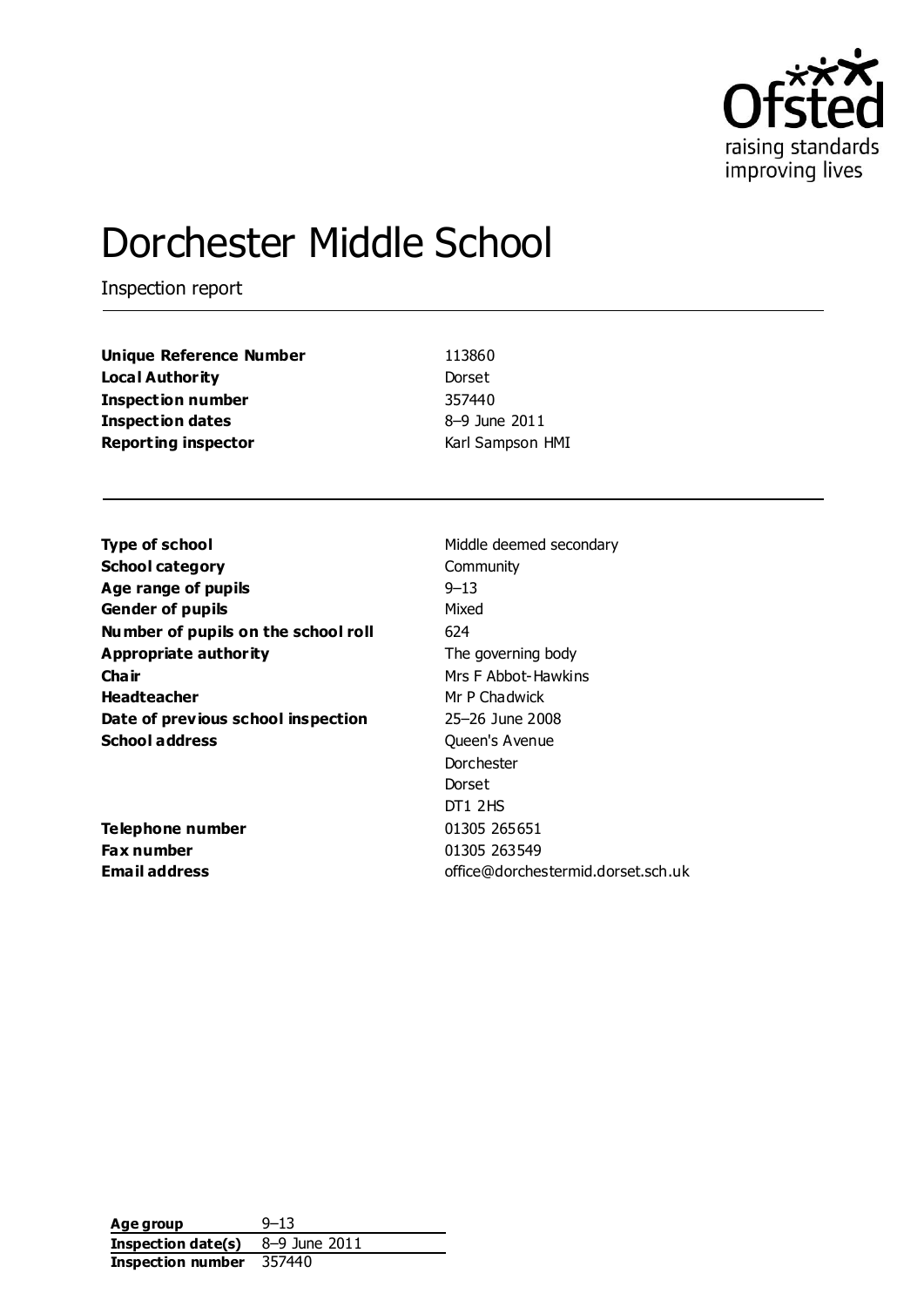# Dorchester Middle School

Inspection report

| | |
|---|---|
| **Unique Reference Number** | 113860 |
| **Local Authority** | Dorset |
| **Inspection number** | 357440 |
| **Inspection dates** | 8–9 June 2011 |
| **Reporting inspector** | Karl Sampson HMI |

| | |
|---|---|
| **Type of school** | Middle deemed secondary |
| **School category** | Community |
| **Age range of pupils** | 9–13 |
| **Gender of pupils** | Mixed |
| **Number of pupils on the school roll** | 624 |
| **Appropriate authority** | The governing body |
| **Chair** | Mrs F Abbot-Hawkins |
| **Headteacher** | Mr P Chadwick |
| **Date of previous school inspection** | 25–26 June 2008 |
| **School address** | Queen's Avenue<br>Dorchester<br>Dorset<br>DT1 2HS |
| **Telephone number** | 01305 265651 |
| **Fax number** | 01305 263549 |
| **Email address** | office@dorchestermid.dorset.sch.uk |

| | |
|---|---|
| **Age group** | 9–13 |
| **Inspection date(s)** | 8–9 June 2011 |
| **Inspection number** | 357440 |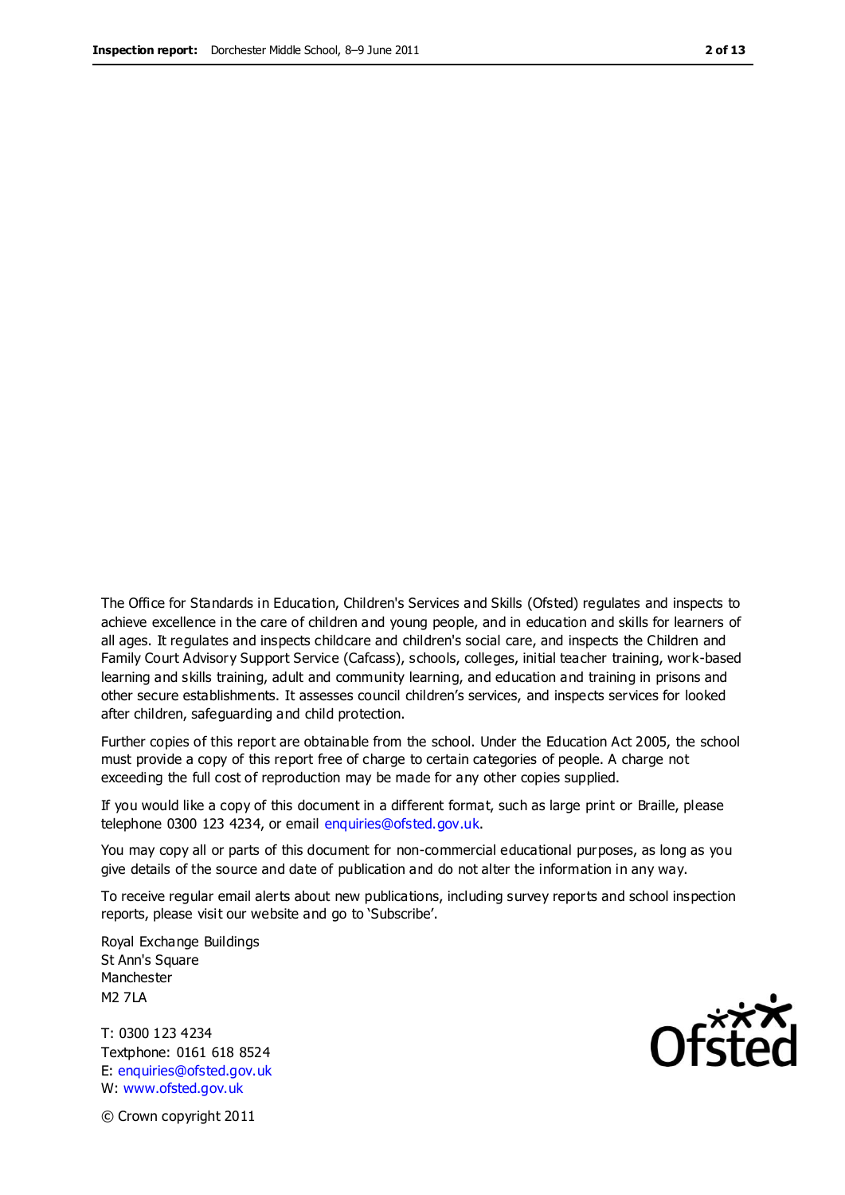The Office for Standards in Education, Children's Services and Skills (Ofsted) regulates and inspects to achieve excellence in the care of children and young people, and in education and skills for learners of all ages. It regulates and inspects childcare and children's social care, and inspects the Children and Family Court Advisory Support Service (Cafcass), schools, colleges, initial teacher training, work-based learning and skills training, adult and community learning, and education and training in prisons and other secure establishments. It assesses council children's services, and inspects services for looked after children, safeguarding and child protection.

Further copies of this report are obtainable from the school. Under the Education Act 2005, the school must provide a copy of this report free of charge to certain categories of people. A charge not exceeding the full cost of reproduction may be made for any other copies supplied.

If you would like a copy of this document in a different format, such as large print or Braille, please telephone 0300 123 4234, or email enquiries@ofsted.gov.uk.

You may copy all or parts of this document for non-commercial educational purposes, as long as you give details of the source and date of publication and do not alter the information in any way.

To receive regular email alerts about new publications, including survey reports and school inspection reports, please visit our website and go to 'Subscribe'.

Royal Exchange Buildings
St Ann's Square
Manchester
M2 7LA

T: 0300 123 4234
Textphone: 0161 618 8524
E: enquiries@ofsted.gov.uk
W: www.ofsted.gov.uk

© Crown copyright 2011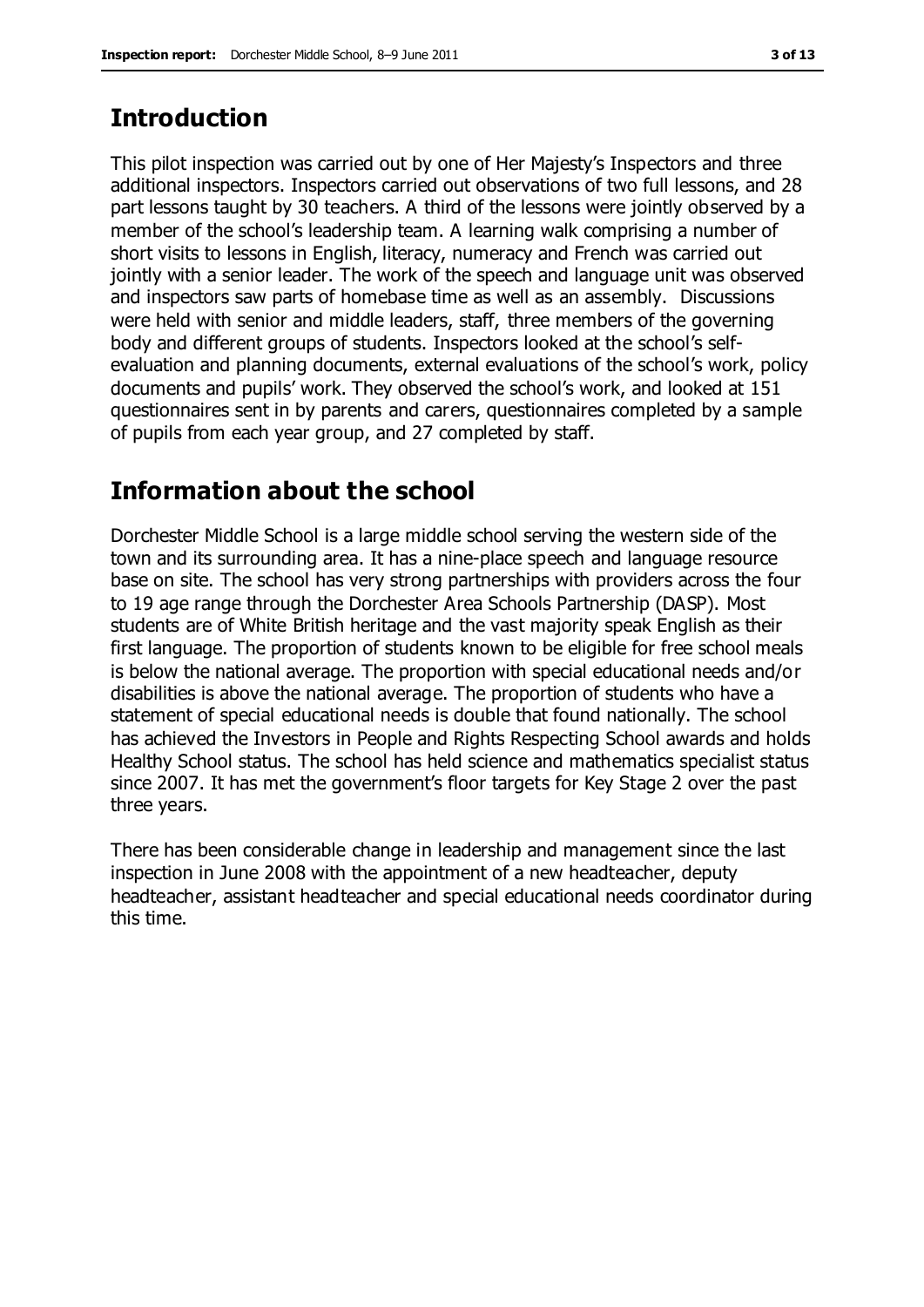## Introduction

This pilot inspection was carried out by one of Her Majesty's Inspectors and three additional inspectors. Inspectors carried out observations of two full lessons, and 28 part lessons taught by 30 teachers. A third of the lessons were jointly observed by a member of the school's leadership team. A learning walk comprising a number of short visits to lessons in English, literacy, numeracy and French was carried out jointly with a senior leader. The work of the speech and language unit was observed and inspectors saw parts of homebase time as well as an assembly. Discussions were held with senior and middle leaders, staff, three members of the governing body and different groups of students. Inspectors looked at the school's self-evaluation and planning documents, external evaluations of the school's work, policy documents and pupils' work. They observed the school's work, and looked at 151 questionnaires sent in by parents and carers, questionnaires completed by a sample of pupils from each year group, and 27 completed by staff.

## Information about the school

Dorchester Middle School is a large middle school serving the western side of the town and its surrounding area. It has a nine-place speech and language resource base on site. The school has very strong partnerships with providers across the four to 19 age range through the Dorchester Area Schools Partnership (DASP). Most students are of White British heritage and the vast majority speak English as their first language. The proportion of students known to be eligible for free school meals is below the national average. The proportion with special educational needs and/or disabilities is above the national average. The proportion of students who have a statement of special educational needs is double that found nationally. The school has achieved the Investors in People and Rights Respecting School awards and holds Healthy School status. The school has held science and mathematics specialist status since 2007. It has met the government's floor targets for Key Stage 2 over the past three years.

There has been considerable change in leadership and management since the last inspection in June 2008 with the appointment of a new headteacher, deputy headteacher, assistant headteacher and special educational needs coordinator during this time.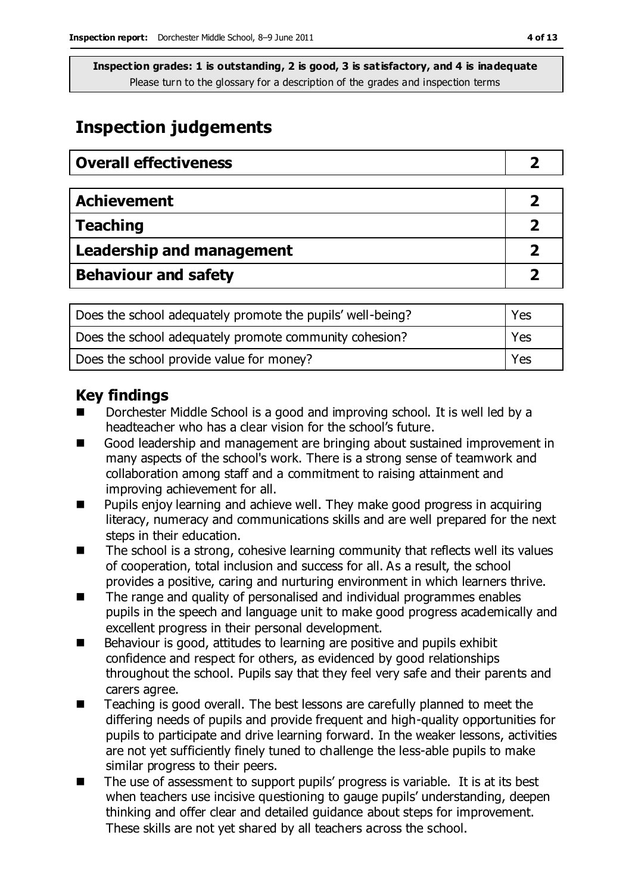**Inspection grades: 1 is outstanding, 2 is good, 3 is satisfactory, and 4 is inadequate**
Please turn to the glossary for a description of the grades and inspection terms

# Inspection judgements

| **Overall effectiveness** | **2** |
|---|---|

| **Achievement** | **2** |
|---|---|
| **Teaching** | **2** |
| **Leadership and management** | **2** |
| **Behaviour and safety** | **2** |

| Does the school adequately promote the pupils' well-being? | Yes |
|---|---|
| Does the school adequately promote community cohesion? | Yes |
| Does the school provide value for money? | Yes |

## Key findings

- Dorchester Middle School is a good and improving school. It is well led by a headteacher who has a clear vision for the school's future.
- Good leadership and management are bringing about sustained improvement in many aspects of the school's work. There is a strong sense of teamwork and collaboration among staff and a commitment to raising attainment and improving achievement for all.
- Pupils enjoy learning and achieve well. They make good progress in acquiring literacy, numeracy and communications skills and are well prepared for the next steps in their education.
- The school is a strong, cohesive learning community that reflects well its values of cooperation, total inclusion and success for all. As a result, the school provides a positive, caring and nurturing environment in which learners thrive.
- The range and quality of personalised and individual programmes enables pupils in the speech and language unit to make good progress academically and excellent progress in their personal development.
- Behaviour is good, attitudes to learning are positive and pupils exhibit confidence and respect for others, as evidenced by good relationships throughout the school. Pupils say that they feel very safe and their parents and carers agree.
- Teaching is good overall. The best lessons are carefully planned to meet the differing needs of pupils and provide frequent and high-quality opportunities for pupils to participate and drive learning forward. In the weaker lessons, activities are not yet sufficiently finely tuned to challenge the less-able pupils to make similar progress to their peers.
- The use of assessment to support pupils' progress is variable. It is at its best when teachers use incisive questioning to gauge pupils' understanding, deepen thinking and offer clear and detailed guidance about steps for improvement. These skills are not yet shared by all teachers across the school.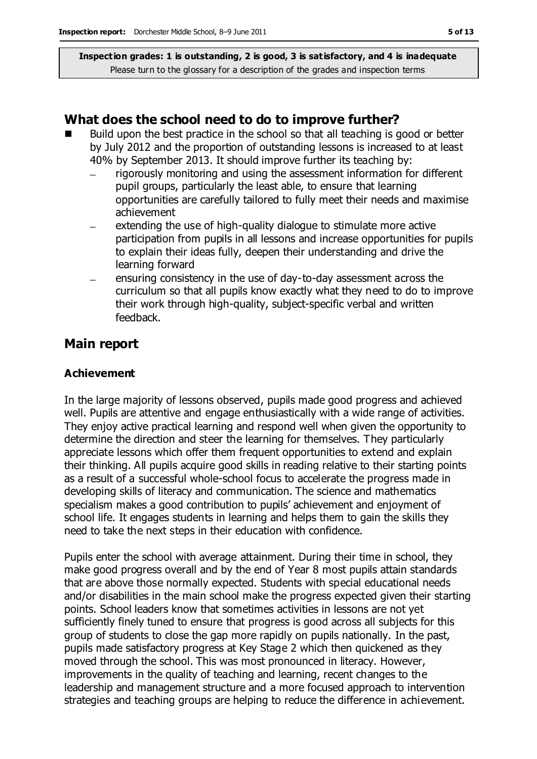**Inspection grades: 1 is outstanding, 2 is good, 3 is satisfactory, and 4 is inadequate**
Please turn to the glossary for a description of the grades and inspection terms

## What does the school need to do to improve further?

- Build upon the best practice in the school so that all teaching is good or better by July 2012 and the proportion of outstanding lessons is increased to at least 40% by September 2013. It should improve further its teaching by:
  - rigorously monitoring and using the assessment information for different pupil groups, particularly the least able, to ensure that learning opportunities are carefully tailored to fully meet their needs and maximise achievement
  - extending the use of high-quality dialogue to stimulate more active participation from pupils in all lessons and increase opportunities for pupils to explain their ideas fully, deepen their understanding and drive the learning forward
  - ensuring consistency in the use of day-to-day assessment across the curriculum so that all pupils know exactly what they need to do to improve their work through high-quality, subject-specific verbal and written feedback.

## Main report

### Achievement

In the large majority of lessons observed, pupils made good progress and achieved well. Pupils are attentive and engage enthusiastically with a wide range of activities. They enjoy active practical learning and respond well when given the opportunity to determine the direction and steer the learning for themselves. They particularly appreciate lessons which offer them frequent opportunities to extend and explain their thinking. All pupils acquire good skills in reading relative to their starting points as a result of a successful whole-school focus to accelerate the progress made in developing skills of literacy and communication. The science and mathematics specialism makes a good contribution to pupils' achievement and enjoyment of school life. It engages students in learning and helps them to gain the skills they need to take the next steps in their education with confidence.

Pupils enter the school with average attainment. During their time in school, they make good progress overall and by the end of Year 8 most pupils attain standards that are above those normally expected. Students with special educational needs and/or disabilities in the main school make the progress expected given their starting points. School leaders know that sometimes activities in lessons are not yet sufficiently finely tuned to ensure that progress is good across all subjects for this group of students to close the gap more rapidly on pupils nationally. In the past, pupils made satisfactory progress at Key Stage 2 which then quickened as they moved through the school. This was most pronounced in literacy. However, improvements in the quality of teaching and learning, recent changes to the leadership and management structure and a more focused approach to intervention strategies and teaching groups are helping to reduce the difference in achievement.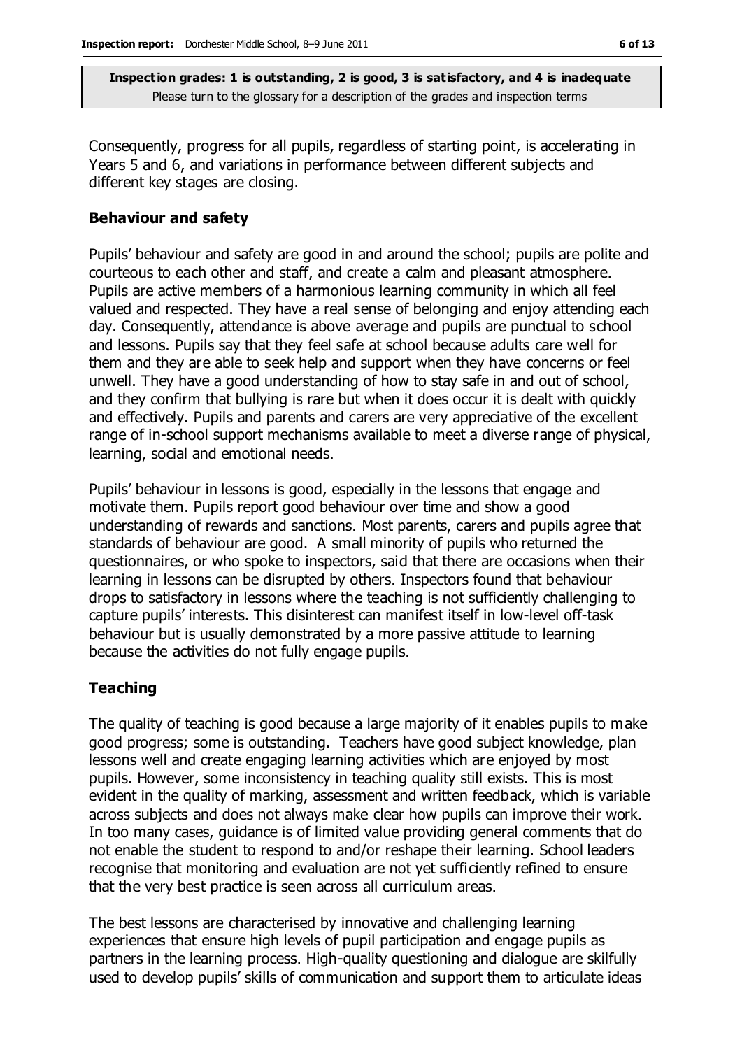Consequently, progress for all pupils, regardless of starting point, is accelerating in Years 5 and 6, and variations in performance between different subjects and different key stages are closing.

### Behaviour and safety

Pupils' behaviour and safety are good in and around the school; pupils are polite and courteous to each other and staff, and create a calm and pleasant atmosphere. Pupils are active members of a harmonious learning community in which all feel valued and respected. They have a real sense of belonging and enjoy attending each day. Consequently, attendance is above average and pupils are punctual to school and lessons. Pupils say that they feel safe at school because adults care well for them and they are able to seek help and support when they have concerns or feel unwell. They have a good understanding of how to stay safe in and out of school, and they confirm that bullying is rare but when it does occur it is dealt with quickly and effectively. Pupils and parents and carers are very appreciative of the excellent range of in-school support mechanisms available to meet a diverse range of physical, learning, social and emotional needs.

Pupils' behaviour in lessons is good, especially in the lessons that engage and motivate them. Pupils report good behaviour over time and show a good understanding of rewards and sanctions. Most parents, carers and pupils agree that standards of behaviour are good. A small minority of pupils who returned the questionnaires, or who spoke to inspectors, said that there are occasions when their learning in lessons can be disrupted by others. Inspectors found that behaviour drops to satisfactory in lessons where the teaching is not sufficiently challenging to capture pupils' interests. This disinterest can manifest itself in low-level off-task behaviour but is usually demonstrated by a more passive attitude to learning because the activities do not fully engage pupils.

### Teaching

The quality of teaching is good because a large majority of it enables pupils to make good progress; some is outstanding. Teachers have good subject knowledge, plan lessons well and create engaging learning activities which are enjoyed by most pupils. However, some inconsistency in teaching quality still exists. This is most evident in the quality of marking, assessment and written feedback, which is variable across subjects and does not always make clear how pupils can improve their work. In too many cases, guidance is of limited value providing general comments that do not enable the student to respond to and/or reshape their learning. School leaders recognise that monitoring and evaluation are not yet sufficiently refined to ensure that the very best practice is seen across all curriculum areas.

The best lessons are characterised by innovative and challenging learning experiences that ensure high levels of pupil participation and engage pupils as partners in the learning process. High-quality questioning and dialogue are skilfully used to develop pupils' skills of communication and support them to articulate ideas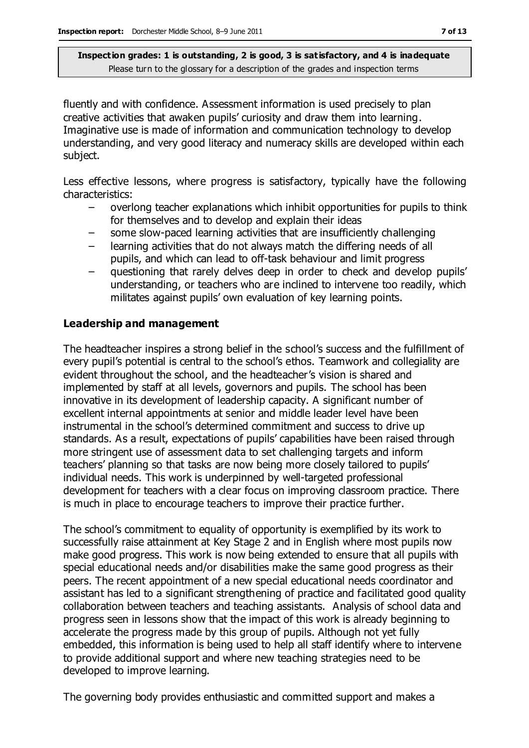fluently and with confidence. Assessment information is used precisely to plan creative activities that awaken pupils' curiosity and draw them into learning. Imaginative use is made of information and communication technology to develop understanding, and very good literacy and numeracy skills are developed within each subject.

Less effective lessons, where progress is satisfactory, typically have the following characteristics:

- overlong teacher explanations which inhibit opportunities for pupils to think for themselves and to develop and explain their ideas
- some slow-paced learning activities that are insufficiently challenging
- learning activities that do not always match the differing needs of all pupils, and which can lead to off-task behaviour and limit progress
- questioning that rarely delves deep in order to check and develop pupils' understanding, or teachers who are inclined to intervene too readily, which militates against pupils' own evaluation of key learning points.

### Leadership and management

The headteacher inspires a strong belief in the school's success and the fulfillment of every pupil's potential is central to the school's ethos. Teamwork and collegiality are evident throughout the school, and the headteacher's vision is shared and implemented by staff at all levels, governors and pupils. The school has been innovative in its development of leadership capacity. A significant number of excellent internal appointments at senior and middle leader level have been instrumental in the school's determined commitment and success to drive up standards. As a result, expectations of pupils' capabilities have been raised through more stringent use of assessment data to set challenging targets and inform teachers' planning so that tasks are now being more closely tailored to pupils' individual needs. This work is underpinned by well-targeted professional development for teachers with a clear focus on improving classroom practice. There is much in place to encourage teachers to improve their practice further.

The school's commitment to equality of opportunity is exemplified by its work to successfully raise attainment at Key Stage 2 and in English where most pupils now make good progress. This work is now being extended to ensure that all pupils with special educational needs and/or disabilities make the same good progress as their peers. The recent appointment of a new special educational needs coordinator and assistant has led to a significant strengthening of practice and facilitated good quality collaboration between teachers and teaching assistants. Analysis of school data and progress seen in lessons show that the impact of this work is already beginning to accelerate the progress made by this group of pupils. Although not yet fully embedded, this information is being used to help all staff identify where to intervene to provide additional support and where new teaching strategies need to be developed to improve learning.

The governing body provides enthusiastic and committed support and makes a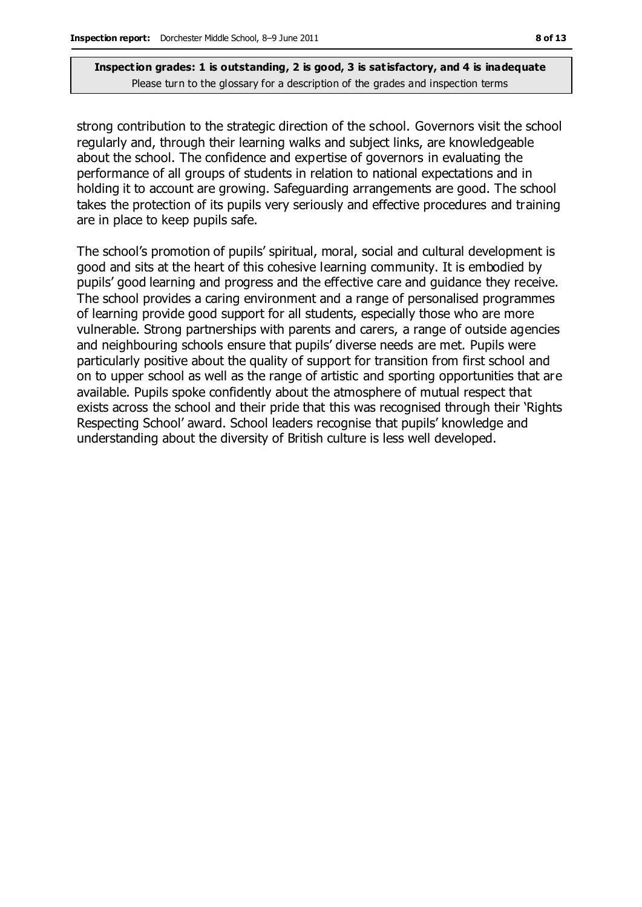strong contribution to the strategic direction of the school. Governors visit the school regularly and, through their learning walks and subject links, are knowledgeable about the school. The confidence and expertise of governors in evaluating the performance of all groups of students in relation to national expectations and in holding it to account are growing. Safeguarding arrangements are good. The school takes the protection of its pupils very seriously and effective procedures and training are in place to keep pupils safe.

The school's promotion of pupils' spiritual, moral, social and cultural development is good and sits at the heart of this cohesive learning community. It is embodied by pupils' good learning and progress and the effective care and guidance they receive. The school provides a caring environment and a range of personalised programmes of learning provide good support for all students, especially those who are more vulnerable. Strong partnerships with parents and carers, a range of outside agencies and neighbouring schools ensure that pupils' diverse needs are met. Pupils were particularly positive about the quality of support for transition from first school and on to upper school as well as the range of artistic and sporting opportunities that are available. Pupils spoke confidently about the atmosphere of mutual respect that exists across the school and their pride that this was recognised through their 'Rights Respecting School' award. School leaders recognise that pupils' knowledge and understanding about the diversity of British culture is less well developed.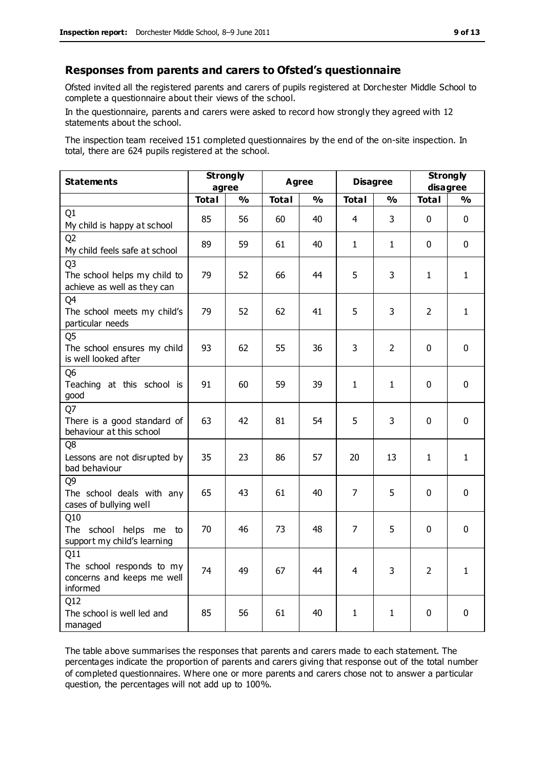## Responses from parents and carers to Ofsted's questionnaire

Ofsted invited all the registered parents and carers of pupils registered at Dorchester Middle School to complete a questionnaire about their views of the school.

In the questionnaire, parents and carers were asked to record how strongly they agreed with 12 statements about the school.

The inspection team received 151 completed questionnaires by the end of the on-site inspection. In total, there are 624 pupils registered at the school.

| Statements | Strongly agree | | Agree | | Disagree | | Strongly disagree | |
|---|---|---|---|---|---|---|---|---|
| | Total | % | Total | % | Total | % | Total | % |
| Q1 My child is happy at school | 85 | 56 | 60 | 40 | 4 | 3 | 0 | 0 |
| Q2 My child feels safe at school | 89 | 59 | 61 | 40 | 1 | 1 | 0 | 0 |
| Q3 The school helps my child to achieve as well as they can | 79 | 52 | 66 | 44 | 5 | 3 | 1 | 1 |
| Q4 The school meets my child's particular needs | 79 | 52 | 62 | 41 | 5 | 3 | 2 | 1 |
| Q5 The school ensures my child is well looked after | 93 | 62 | 55 | 36 | 3 | 2 | 0 | 0 |
| Q6 Teaching at this school is good | 91 | 60 | 59 | 39 | 1 | 1 | 0 | 0 |
| Q7 There is a good standard of behaviour at this school | 63 | 42 | 81 | 54 | 5 | 3 | 0 | 0 |
| Q8 Lessons are not disrupted by bad behaviour | 35 | 23 | 86 | 57 | 20 | 13 | 1 | 1 |
| Q9 The school deals with any cases of bullying well | 65 | 43 | 61 | 40 | 7 | 5 | 0 | 0 |
| Q10 The school helps me to support my child's learning | 70 | 46 | 73 | 48 | 7 | 5 | 0 | 0 |
| Q11 The school responds to my concerns and keeps me well informed | 74 | 49 | 67 | 44 | 4 | 3 | 2 | 1 |
| Q12 The school is well led and managed | 85 | 56 | 61 | 40 | 1 | 1 | 0 | 0 |

The table above summarises the responses that parents and carers made to each statement. The percentages indicate the proportion of parents and carers giving that response out of the total number of completed questionnaires. Where one or more parents and carers chose not to answer a particular question, the percentages will not add up to 100%.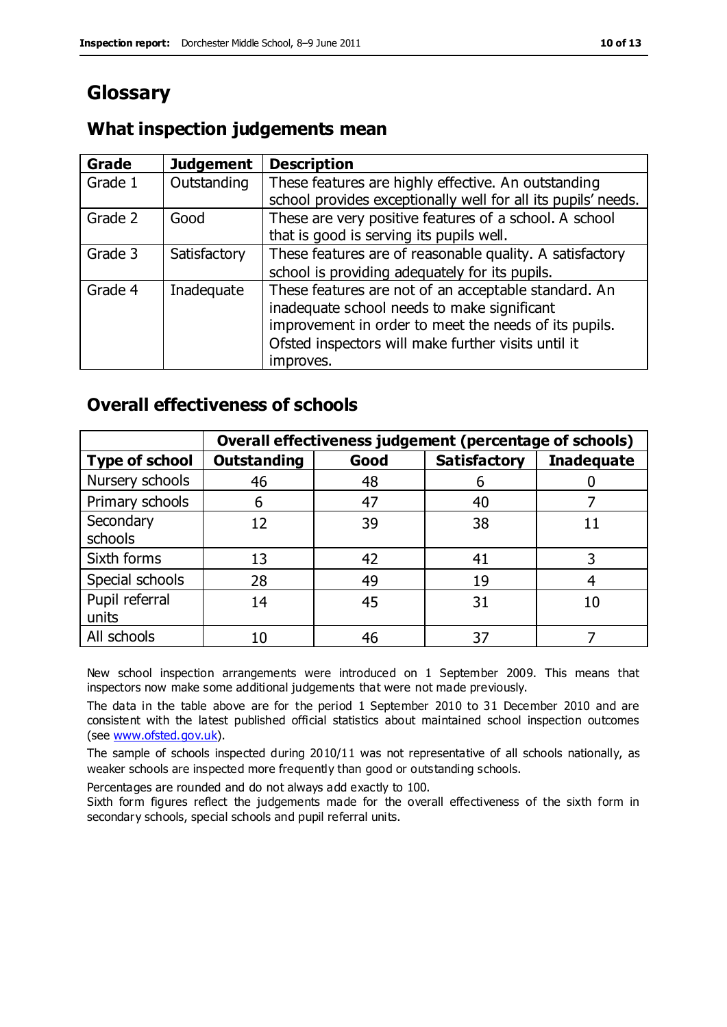# Glossary

## What inspection judgements mean

| Grade | Judgement | Description |
|---|---|---|
| Grade 1 | Outstanding | These features are highly effective. An outstanding school provides exceptionally well for all its pupils' needs. |
| Grade 2 | Good | These are very positive features of a school. A school that is good is serving its pupils well. |
| Grade 3 | Satisfactory | These features are of reasonable quality. A satisfactory school is providing adequately for its pupils. |
| Grade 4 | Inadequate | These features are not of an acceptable standard. An inadequate school needs to make significant improvement in order to meet the needs of its pupils. Ofsted inspectors will make further visits until it improves. |

## Overall effectiveness of schools

| | Overall effectiveness judgement (percentage of schools) | | | |
|---|---|---|---|---|
| **Type of school** | **Outstanding** | **Good** | **Satisfactory** | **Inadequate** |
| Nursery schools | 46 | 48 | 6 | 0 |
| Primary schools | 6 | 47 | 40 | 7 |
| Secondary schools | 12 | 39 | 38 | 11 |
| Sixth forms | 13 | 42 | 41 | 3 |
| Special schools | 28 | 49 | 19 | 4 |
| Pupil referral units | 14 | 45 | 31 | 10 |
| All schools | 10 | 46 | 37 | 7 |

New school inspection arrangements were introduced on 1 September 2009. This means that inspectors now make some additional judgements that were not made previously.

The data in the table above are for the period 1 September 2010 to 31 December 2010 and are consistent with the latest published official statistics about maintained school inspection outcomes (see www.ofsted.gov.uk).

The sample of schools inspected during 2010/11 was not representative of all schools nationally, as weaker schools are inspected more frequently than good or outstanding schools.

Percentages are rounded and do not always add exactly to 100.

Sixth form figures reflect the judgements made for the overall effectiveness of the sixth form in secondary schools, special schools and pupil referral units.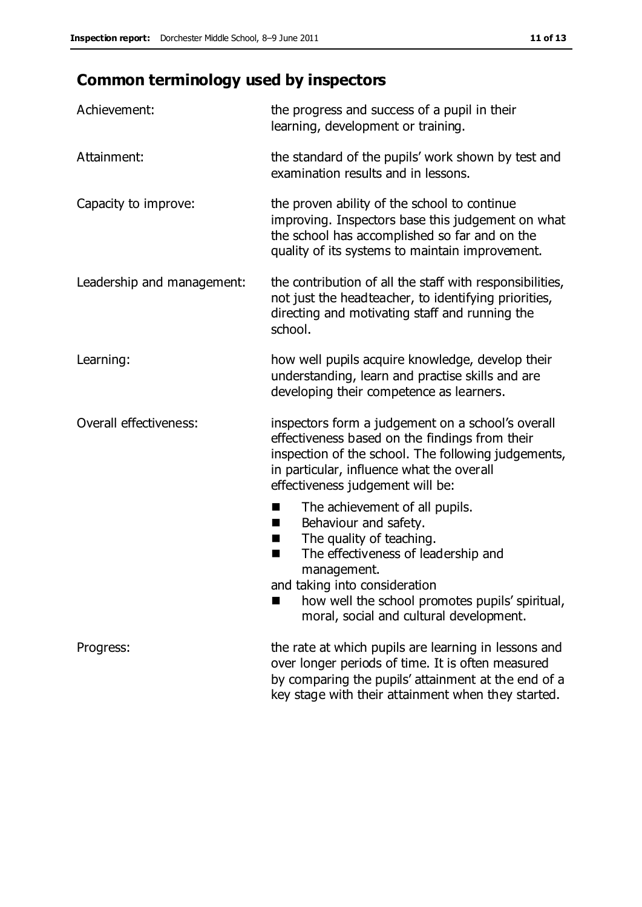## Common terminology used by inspectors

| | |
|---|---|
| Achievement: | the progress and success of a pupil in their learning, development or training. |
| Attainment: | the standard of the pupils' work shown by test and examination results and in lessons. |
| Capacity to improve: | the proven ability of the school to continue improving. Inspectors base this judgement on what the school has accomplished so far and on the quality of its systems to maintain improvement. |
| Leadership and management: | the contribution of all the staff with responsibilities, not just the headteacher, to identifying priorities, directing and motivating staff and running the school. |
| Learning: | how well pupils acquire knowledge, develop their understanding, learn and practise skills and are developing their competence as learners. |
| Overall effectiveness: | inspectors form a judgement on a school's overall effectiveness based on the findings from their inspection of the school. The following judgements, in particular, influence what the overall effectiveness judgement will be: ■ The achievement of all pupils. ■ Behaviour and safety. ■ The quality of teaching. ■ The effectiveness of leadership and management. and taking into consideration ■ how well the school promotes pupils' spiritual, moral, social and cultural development. |
| Progress: | the rate at which pupils are learning in lessons and over longer periods of time. It is often measured by comparing the pupils' attainment at the end of a key stage with their attainment when they started. |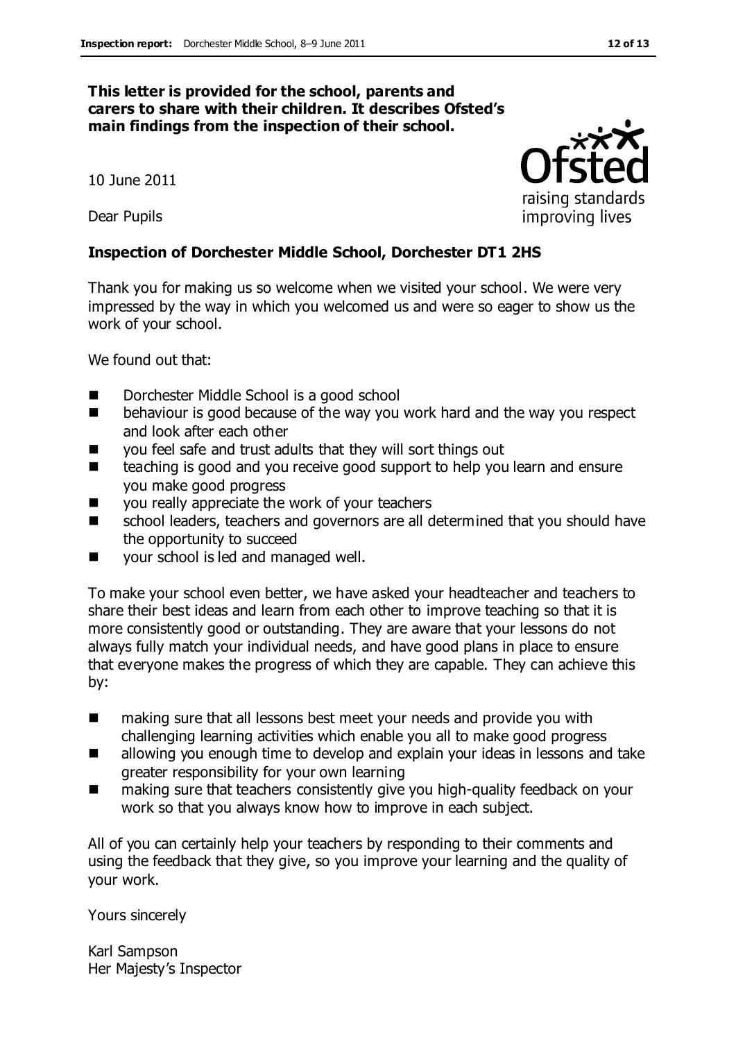**This letter is provided for the school, parents and carers to share with their children. It describes Ofsted's main findings from the inspection of their school.**

10 June 2011

Dear Pupils

**Inspection of Dorchester Middle School, Dorchester DT1 2HS**

Thank you for making us so welcome when we visited your school. We were very impressed by the way in which you welcomed us and were so eager to show us the work of your school.

We found out that:

- Dorchester Middle School is a good school
- behaviour is good because of the way you work hard and the way you respect and look after each other
- you feel safe and trust adults that they will sort things out
- teaching is good and you receive good support to help you learn and ensure you make good progress
- you really appreciate the work of your teachers
- school leaders, teachers and governors are all determined that you should have the opportunity to succeed
- your school is led and managed well.

To make your school even better, we have asked your headteacher and teachers to share their best ideas and learn from each other to improve teaching so that it is more consistently good or outstanding. They are aware that your lessons do not always fully match your individual needs, and have good plans in place to ensure that everyone makes the progress of which they are capable. They can achieve this by:

- making sure that all lessons best meet your needs and provide you with challenging learning activities which enable you all to make good progress
- allowing you enough time to develop and explain your ideas in lessons and take greater responsibility for your own learning
- making sure that teachers consistently give you high-quality feedback on your work so that you always know how to improve in each subject.

All of you can certainly help your teachers by responding to their comments and using the feedback that they give, so you improve your learning and the quality of your work.

Yours sincerely

Karl Sampson
Her Majesty's Inspector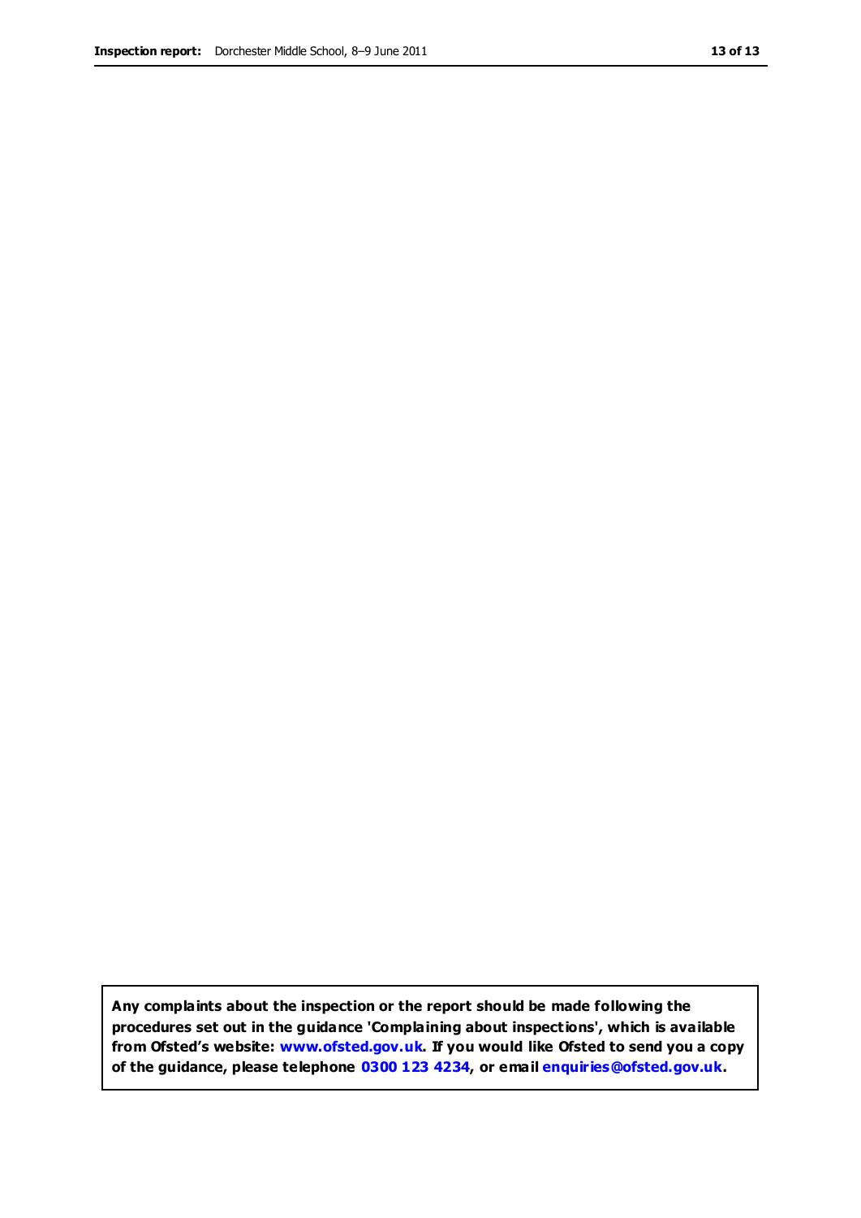**Any complaints about the inspection or the report should be made following the procedures set out in the guidance 'Complaining about inspections', which is available from Ofsted's website: www.ofsted.gov.uk. If you would like Ofsted to send you a copy of the guidance, please telephone 0300 123 4234, or email enquiries@ofsted.gov.uk.**